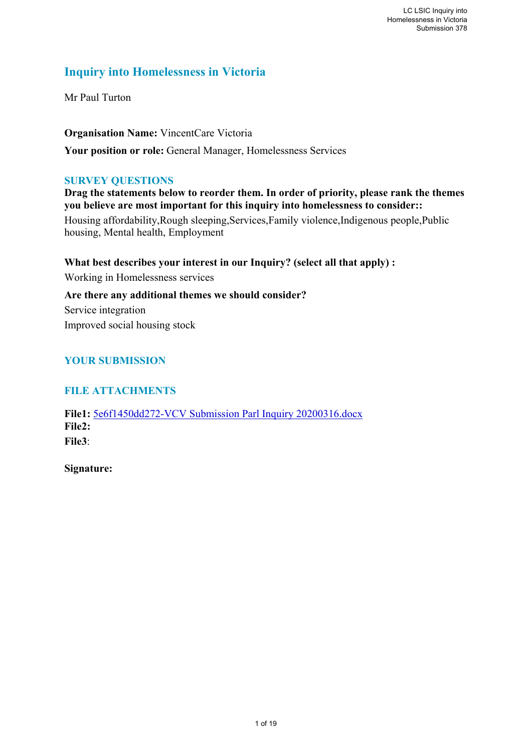# Inquiry into Homelessness in Victoria

Mr Paul Turton

**Organisation Name:** VincentCare Victoria

**Your position or role:** General Manager, Homelessness Services

## SURVEY QUESTIONS

**Drag the statements below to reorder them. In order of priority, please rank the themes you believe are most important for this inquiry into homelessness to consider::**

Housing affordability,Rough sleeping,Services,Family violence,Indigenous people,Public housing, Mental health, Employment

**What best describes your interest in our Inquiry? (select all that apply) :**

Working in Homelessness services

**Are there any additional themes we should consider?**

Service integration

Improved social housing stock

## YOUR SUBMISSION

## FILE ATTACHMENTS

**File1:** 5e6f1450dd272-VCV Submission Parl Inquiry 20200316.docx

**File2:**

**File3**:

**Signature:**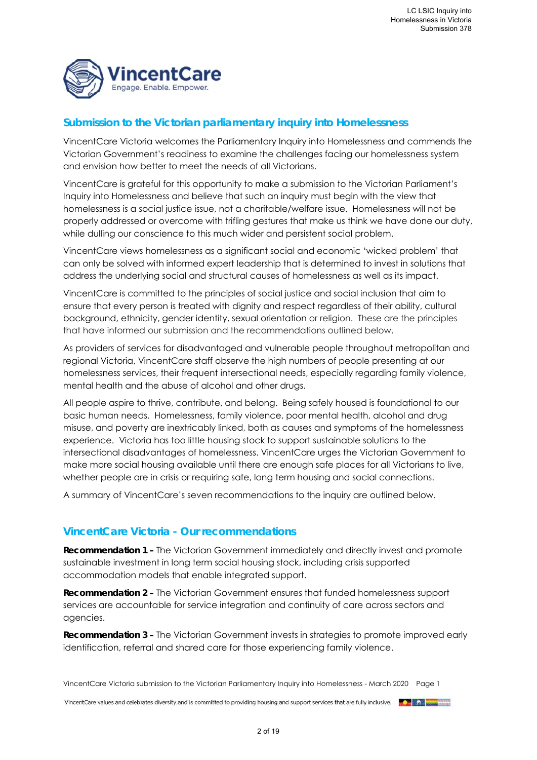## Submission to the Victorian parliamentary inquiry into Homelessness

VincentCare Victoria welcomes the Parliamentary Inquiry into Homelessness and commends the Victorian Government's readiness to examine the challenges facing our homelessness system and envision how better to meet the needs of all Victorians.

VincentCare is grateful for this opportunity to make a submission to the Victorian Parliament's Inquiry into Homelessness and believe that such an inquiry must begin with the view that homelessness is a social justice issue, not a charitable/welfare issue. Homelessness will not be properly addressed or overcome with trifling gestures that make us think we have done our duty, while dulling our conscience to this much wider and persistent social problem.

VincentCare views homelessness as a significant social and economic 'wicked problem' that can only be solved with informed expert leadership that is determined to invest in solutions that address the underlying social and structural causes of homelessness as well as its impact.

VincentCare is committed to the principles of social justice and social inclusion that aim to ensure that every person is treated with dignity and respect regardless of their ability, cultural background, ethnicity, gender identity, sexual orientation or religion. These are the principles that have informed our submission and the recommendations outlined below.

As providers of services for disadvantaged and vulnerable people throughout metropolitan and regional Victoria, VincentCare staff observe the high numbers of people presenting at our homelessness services, their frequent intersectional needs, especially regarding family violence, mental health and the abuse of alcohol and other drugs.

All people aspire to thrive, contribute, and belong. Being safely housed is foundational to our basic human needs. Homelessness, family violence, poor mental health, alcohol and drug misuse, and poverty are inextricably linked, both as causes and symptoms of the homelessness experience. Victoria has too little housing stock to support sustainable solutions to the intersectional disadvantages of homelessness. VincentCare urges the Victorian Government to make more social housing available until there are enough safe places for all Victorians to live, whether people are in crisis or requiring safe, long term housing and social connections.

A summary of VincentCare's seven recommendations to the inquiry are outlined below.

## VincentCare Victoria - Our recommendations

**Recommendation 1 –** The Victorian Government immediately and directly invest and promote sustainable investment in long term social housing stock, including crisis supported accommodation models that enable integrated support.

**Recommendation 2 –** The Victorian Government ensures that funded homelessness support services are accountable for service integration and continuity of care across sectors and agencies.

**Recommendation 3 –** The Victorian Government invests in strategies to promote improved early identification, referral and shared care for those experiencing family violence.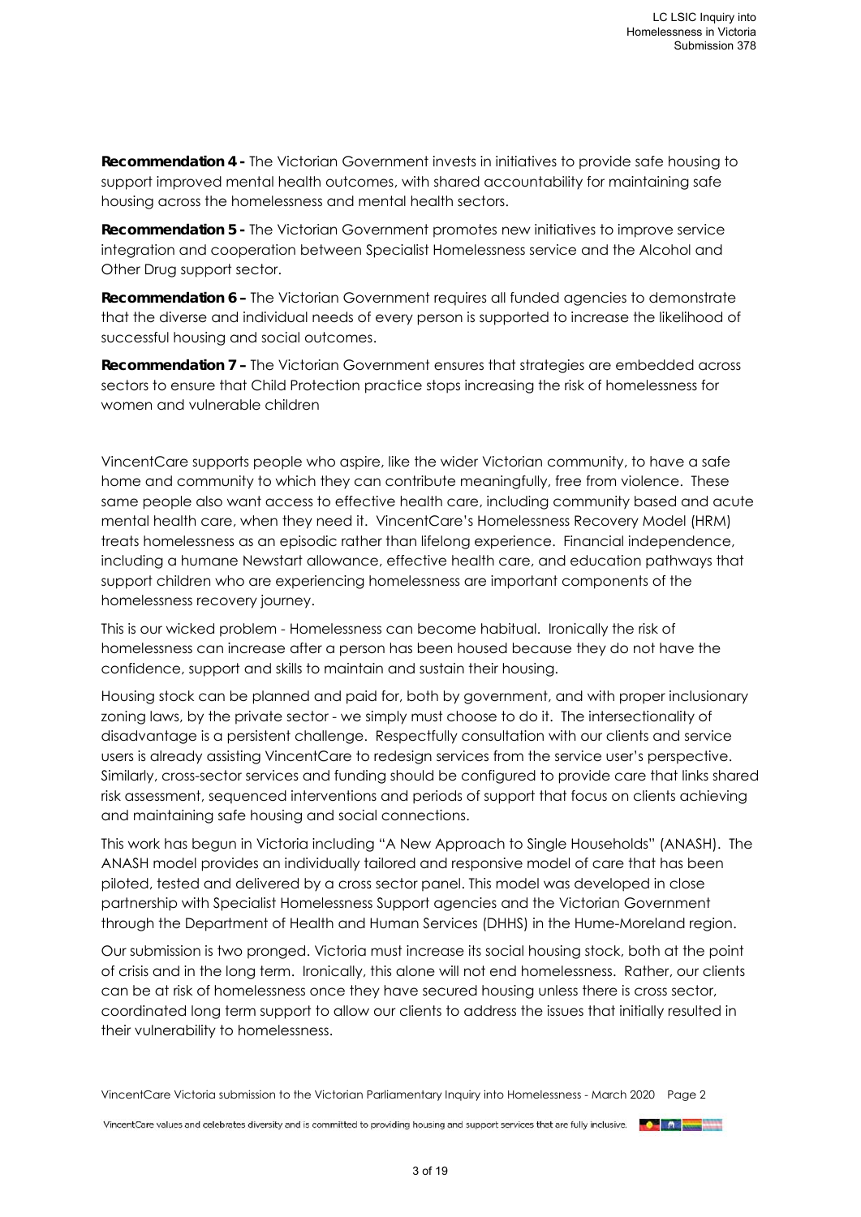**Recommendation 4 -** The Victorian Government invests in initiatives to provide safe housing to support improved mental health outcomes, with shared accountability for maintaining safe housing across the homelessness and mental health sectors.

**Recommendation 5 -** The Victorian Government promotes new initiatives to improve service integration and cooperation between Specialist Homelessness service and the Alcohol and Other Drug support sector.

**Recommendation 6 –** The Victorian Government requires all funded agencies to demonstrate that the diverse and individual needs of every person is supported to increase the likelihood of successful housing and social outcomes.

**Recommendation 7 –** The Victorian Government ensures that strategies are embedded across sectors to ensure that Child Protection practice stops increasing the risk of homelessness for women and vulnerable children

VincentCare supports people who aspire, like the wider Victorian community, to have a safe home and community to which they can contribute meaningfully, free from violence. These same people also want access to effective health care, including community based and acute mental health care, when they need it. VincentCare's Homelessness Recovery Model (HRM) treats homelessness as an episodic rather than lifelong experience. Financial independence, including a humane Newstart allowance, effective health care, and education pathways that support children who are experiencing homelessness are important components of the homelessness recovery journey.

This is our wicked problem - Homelessness can become habitual. Ironically the risk of homelessness can increase after a person has been housed because they do not have the confidence, support and skills to maintain and sustain their housing.

Housing stock can be planned and paid for, both by government, and with proper inclusionary zoning laws, by the private sector - we simply must choose to do it. The intersectionality of disadvantage is a persistent challenge. Respectfully consultation with our clients and service users is already assisting VincentCare to redesign services from the service user's perspective. Similarly, cross-sector services and funding should be configured to provide care that links shared risk assessment, sequenced interventions and periods of support that focus on clients achieving and maintaining safe housing and social connections.

This work has begun in Victoria including "A New Approach to Single Households" (ANASH). The ANASH model provides an individually tailored and responsive model of care that has been piloted, tested and delivered by a cross sector panel. This model was developed in close partnership with Specialist Homelessness Support agencies and the Victorian Government through the Department of Health and Human Services (DHHS) in the Hume-Moreland region.

Our submission is two pronged. Victoria must increase its social housing stock, both at the point of crisis and in the long term. Ironically, this alone will not end homelessness. Rather, our clients can be at risk of homelessness once they have secured housing unless there is cross sector, coordinated long term support to allow our clients to address the issues that initially resulted in their vulnerability to homelessness.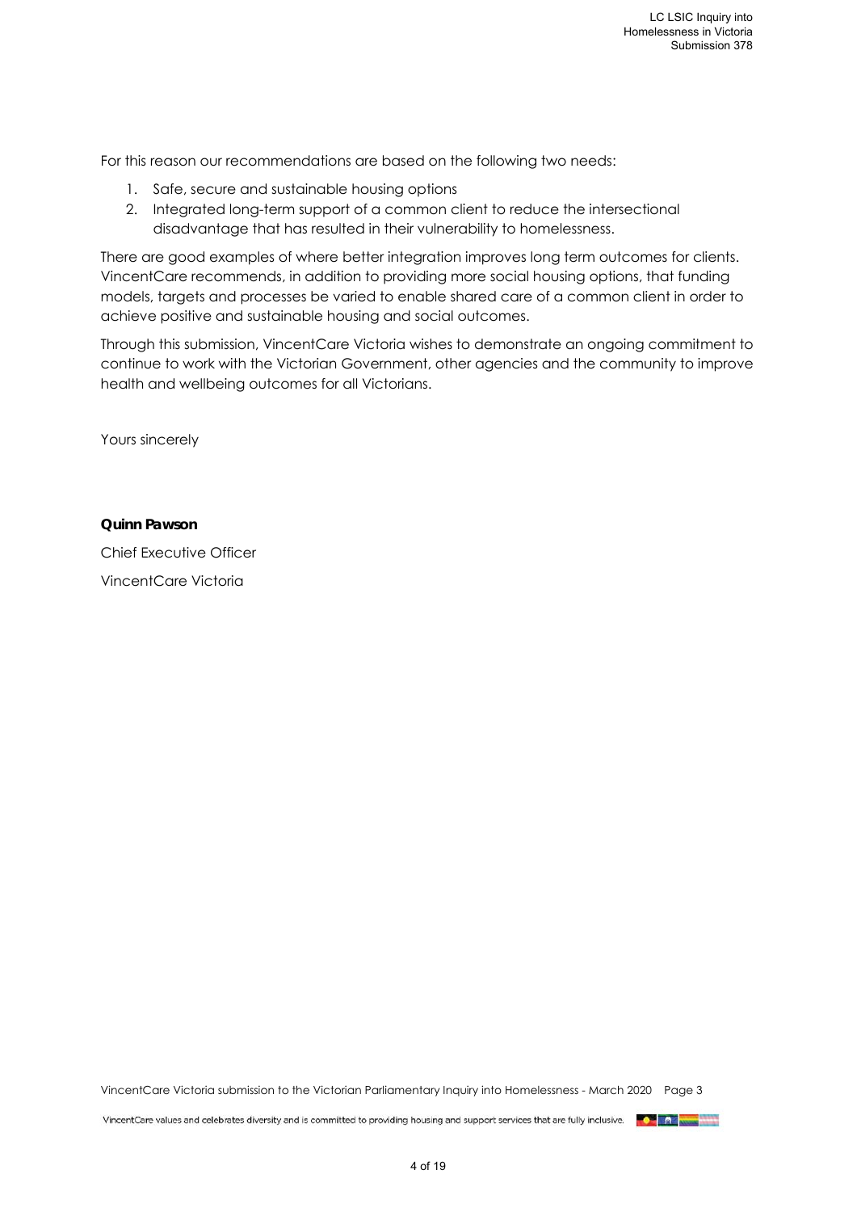For this reason our recommendations are based on the following two needs:

1. Safe, secure and sustainable housing options
2. Integrated long-term support of a common client to reduce the intersectional disadvantage that has resulted in their vulnerability to homelessness.

There are good examples of where better integration improves long term outcomes for clients. VincentCare recommends, in addition to providing more social housing options, that funding models, targets and processes be varied to enable shared care of a common client in order to achieve positive and sustainable housing and social outcomes.

Through this submission, VincentCare Victoria wishes to demonstrate an ongoing commitment to continue to work with the Victorian Government, other agencies and the community to improve health and wellbeing outcomes for all Victorians.

Yours sincerely

**Quinn Pawson**

Chief Executive Officer

VincentCare Victoria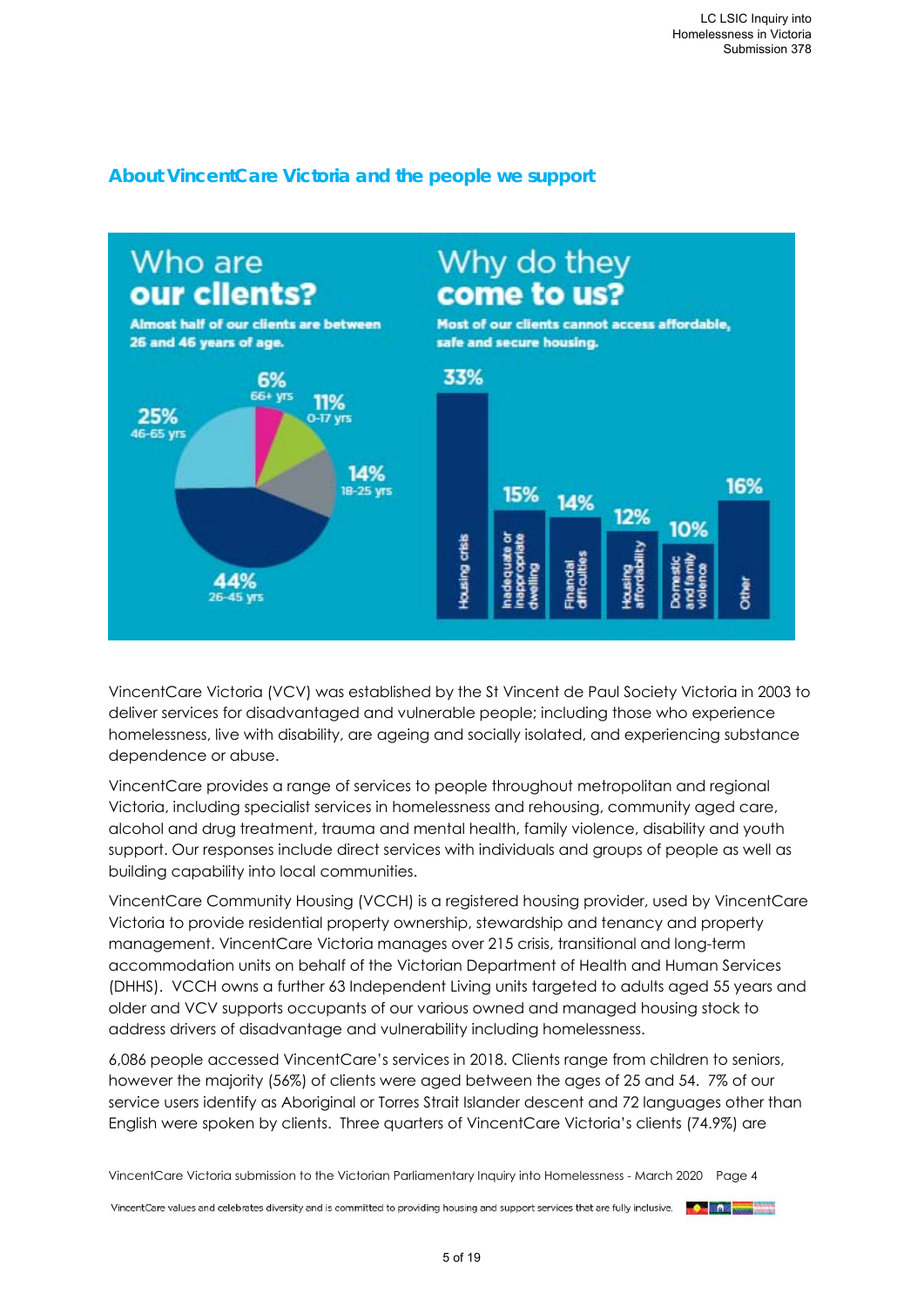## About VincentCare Victoria and the people we support

### Who are our clients?

**Almost half of our clients are between 26 and 46 years of age.**

| Age group | Share |
|---|---|
| 0-17 yrs | 11% |
| 18-25 yrs | 14% |
| 26-45 yrs | 44% |
| 46-65 yrs | 25% |
| 66+ yrs | 6% |

### Why do they come to us?

**Most of our clients cannot access affordable, safe and secure housing.**

| Reason | Share |
|---|---|
| Housing crisis | 33% |
| Inadequate or inappropriate dwelling | 15% |
| Financial difficulties | 14% |
| Housing affordability | 12% |
| Domestic and family violence | 10% |
| Other | 16% |

VincentCare Victoria (VCV) was established by the St Vincent de Paul Society Victoria in 2003 to deliver services for disadvantaged and vulnerable people; including those who experience homelessness, live with disability, are ageing and socially isolated, and experiencing substance dependence or abuse.

VincentCare provides a range of services to people throughout metropolitan and regional Victoria, including specialist services in homelessness and rehousing, community aged care, alcohol and drug treatment, trauma and mental health, family violence, disability and youth support. Our responses include direct services with individuals and groups of people as well as building capability into local communities.

VincentCare Community Housing (VCCH) is a registered housing provider, used by VincentCare Victoria to provide residential property ownership, stewardship and tenancy and property management. VincentCare Victoria manages over 215 crisis, transitional and long-term accommodation units on behalf of the Victorian Department of Health and Human Services (DHHS). VCCH owns a further 63 Independent Living units targeted to adults aged 55 years and older and VCV supports occupants of our various owned and managed housing stock to address drivers of disadvantage and vulnerability including homelessness.

6,086 people accessed VincentCare's services in 2018. Clients range from children to seniors, however the majority (56%) of clients were aged between the ages of 25 and 54. 7% of our service users identify as Aboriginal or Torres Strait Islander descent and 72 languages other than English were spoken by clients. Three quarters of VincentCare Victoria's clients (74.9%) are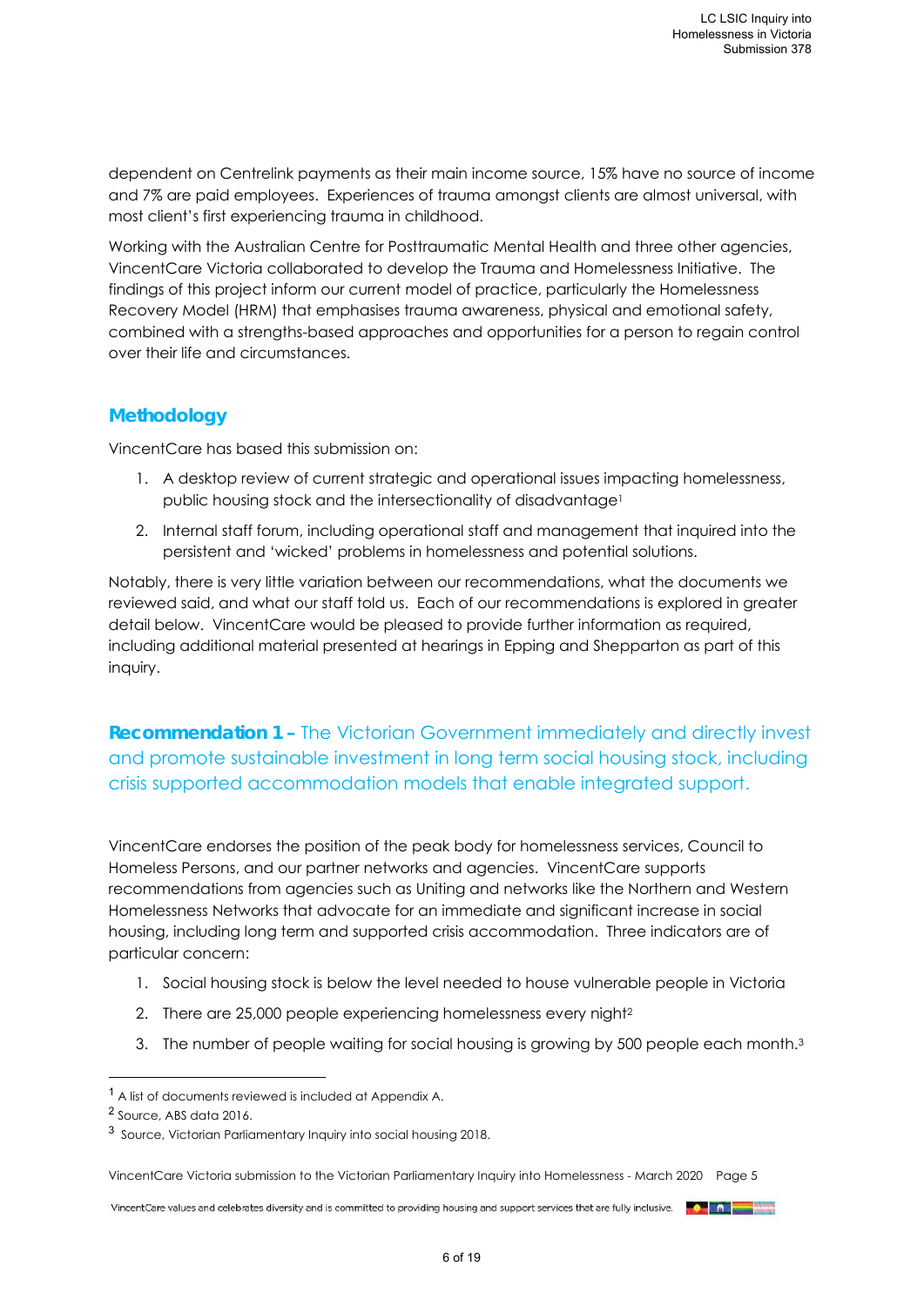dependent on Centrelink payments as their main income source, 15% have no source of income and 7% are paid employees. Experiences of trauma amongst clients are almost universal, with most client's first experiencing trauma in childhood.

Working with the Australian Centre for Posttraumatic Mental Health and three other agencies, VincentCare Victoria collaborated to develop the Trauma and Homelessness Initiative. The findings of this project inform our current model of practice, particularly the Homelessness Recovery Model (HRM) that emphasises trauma awareness, physical and emotional safety, combined with a strengths-based approaches and opportunities for a person to regain control over their life and circumstances.

## Methodology

VincentCare has based this submission on:

1. A desktop review of current strategic and operational issues impacting homelessness, public housing stock and the intersectionality of disadvantage[1]
2. Internal staff forum, including operational staff and management that inquired into the persistent and 'wicked' problems in homelessness and potential solutions.

Notably, there is very little variation between our recommendations, what the documents we reviewed said, and what our staff told us. Each of our recommendations is explored in greater detail below. VincentCare would be pleased to provide further information as required, including additional material presented at hearings in Epping and Shepparton as part of this inquiry.

## **Recommendation 1 –** The Victorian Government immediately and directly invest and promote sustainable investment in long term social housing stock, including crisis supported accommodation models that enable integrated support.

VincentCare endorses the position of the peak body for homelessness services, Council to Homeless Persons, and our partner networks and agencies. VincentCare supports recommendations from agencies such as Uniting and networks like the Northern and Western Homelessness Networks that advocate for an immediate and significant increase in social housing, including long term and supported crisis accommodation. Three indicators are of particular concern:

1. Social housing stock is below the level needed to house vulnerable people in Victoria
2. There are 25,000 people experiencing homelessness every night[2]
3. The number of people waiting for social housing is growing by 500 people each month.[3]

[1] A list of documents reviewed is included at Appendix A.

[2] Source, ABS data 2016.

[3] Source, Victorian Parliamentary Inquiry into social housing 2018.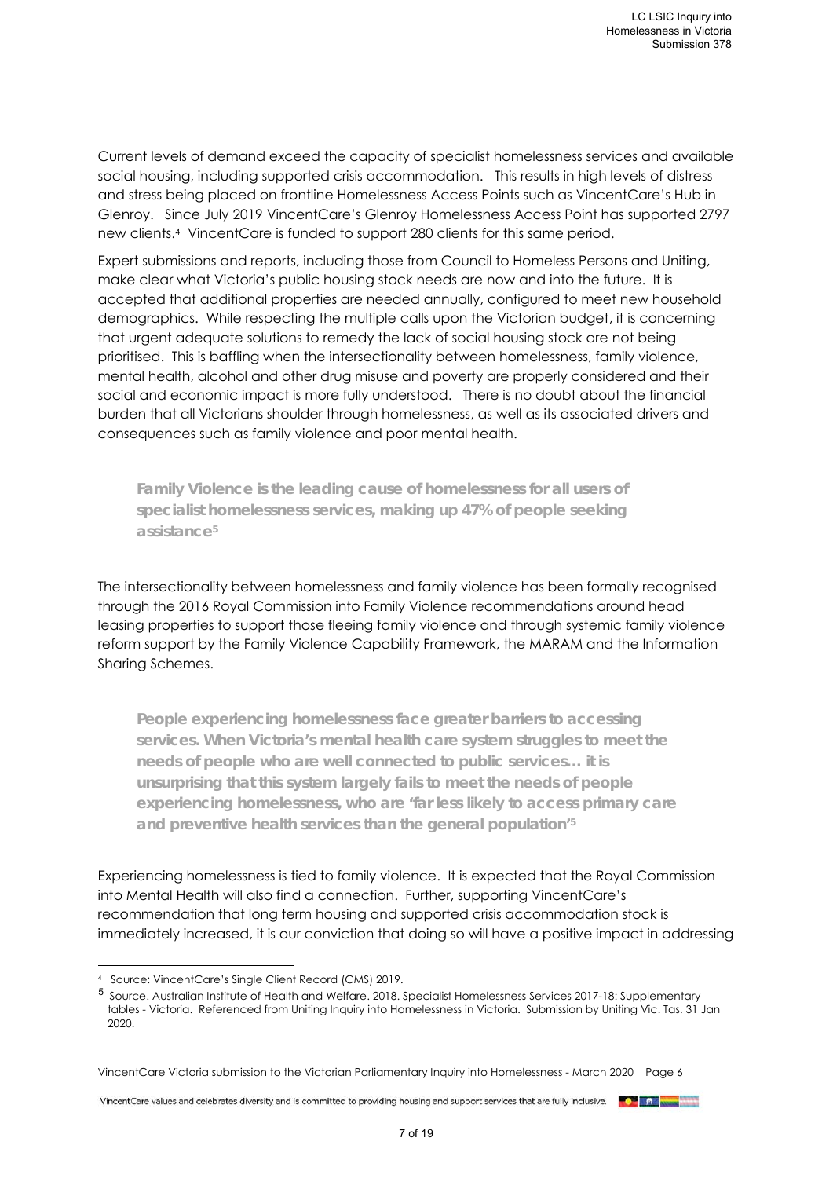Current levels of demand exceed the capacity of specialist homelessness services and available social housing, including supported crisis accommodation. This results in high levels of distress and stress being placed on frontline Homelessness Access Points such as VincentCare's Hub in Glenroy. Since July 2019 VincentCare's Glenroy Homelessness Access Point has supported 2797 new clients.[4] VincentCare is funded to support 280 clients for this same period.

Expert submissions and reports, including those from Council to Homeless Persons and Uniting, make clear what Victoria's public housing stock needs are now and into the future. It is accepted that additional properties are needed annually, configured to meet new household demographics. While respecting the multiple calls upon the Victorian budget, it is concerning that urgent adequate solutions to remedy the lack of social housing stock are not being prioritised. This is baffling when the intersectionality between homelessness, family violence, mental health, alcohol and other drug misuse and poverty are properly considered and their social and economic impact is more fully understood. There is no doubt about the financial burden that all Victorians shoulder through homelessness, as well as its associated drivers and consequences such as family violence and poor mental health.

> **Family Violence is the leading cause of homelessness for all users of specialist homelessness services, making up 47% of people seeking assistance[5]**

The intersectionality between homelessness and family violence has been formally recognised through the 2016 Royal Commission into Family Violence recommendations around head leasing properties to support those fleeing family violence and through systemic family violence reform support by the Family Violence Capability Framework, the MARAM and the Information Sharing Schemes.

> **People experiencing homelessness face greater barriers to accessing services. When Victoria's mental health care system struggles to meet the needs of people who are well connected to public services… it is unsurprising that this system largely fails to meet the needs of people experiencing homelessness, who are 'far less likely to access primary care and preventive health services than the general population'[5]**

Experiencing homelessness is tied to family violence. It is expected that the Royal Commission into Mental Health will also find a connection. Further, supporting VincentCare's recommendation that long term housing and supported crisis accommodation stock is immediately increased, it is our conviction that doing so will have a positive impact in addressing

---

[4] Source: VincentCare's Single Client Record (CMS) 2019.

[5] Source. Australian Institute of Health and Welfare. 2018. Specialist Homelessness Services 2017-18: Supplementary tables - Victoria. Referenced from Uniting Inquiry into Homelessness in Victoria. Submission by Uniting Vic. Tas. 31 Jan 2020.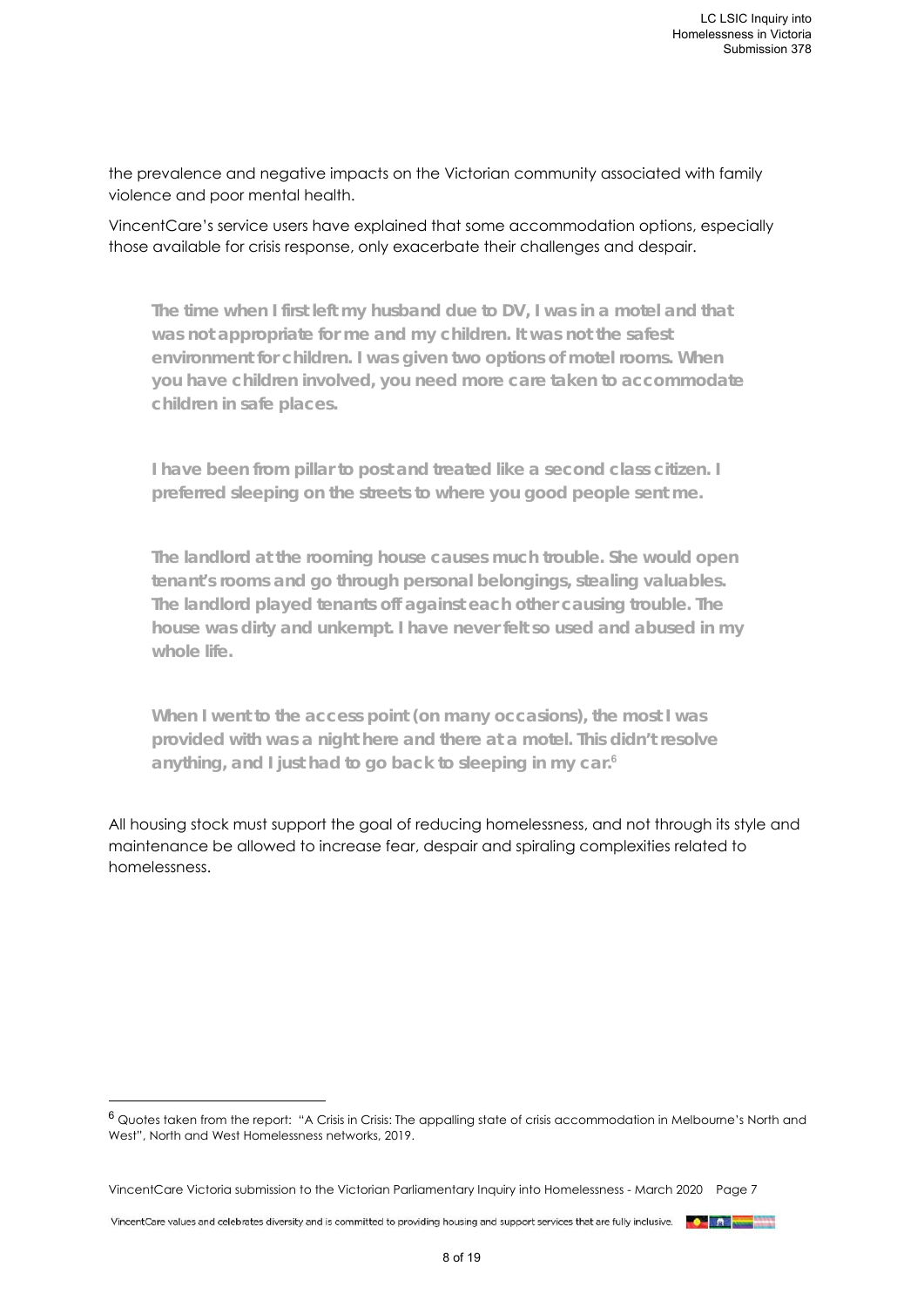the prevalence and negative impacts on the Victorian community associated with family violence and poor mental health.

VincentCare's service users have explained that some accommodation options, especially those available for crisis response, only exacerbate their challenges and despair.

> **The time when I first left my husband due to DV, I was in a motel and that was not appropriate for me and my children. It was not the safest environment for children. I was given two options of motel rooms. When you have children involved, you need more care taken to accommodate children in safe places.**
>
> **I have been from pillar to post and treated like a second class citizen. I preferred sleeping on the streets to where you good people sent me.**
>
> **The landlord at the rooming house causes much trouble. She would open tenant's rooms and go through personal belongings, stealing valuables. The landlord played tenants off against each other causing trouble. The house was dirty and unkempt. I have never felt so used and abused in my whole life.**
>
> **When I went to the access point (on many occasions), the most I was provided with was a night here and there at a motel. This didn't resolve anything, and I just had to go back to sleeping in my car.**[6]

All housing stock must support the goal of reducing homelessness, and not through its style and maintenance be allowed to increase fear, despair and spiraling complexities related to homelessness.

---

[6] Quotes taken from the report: "A Crisis in Crisis: The appalling state of crisis accommodation in Melbourne's North and West", North and West Homelessness networks, 2019.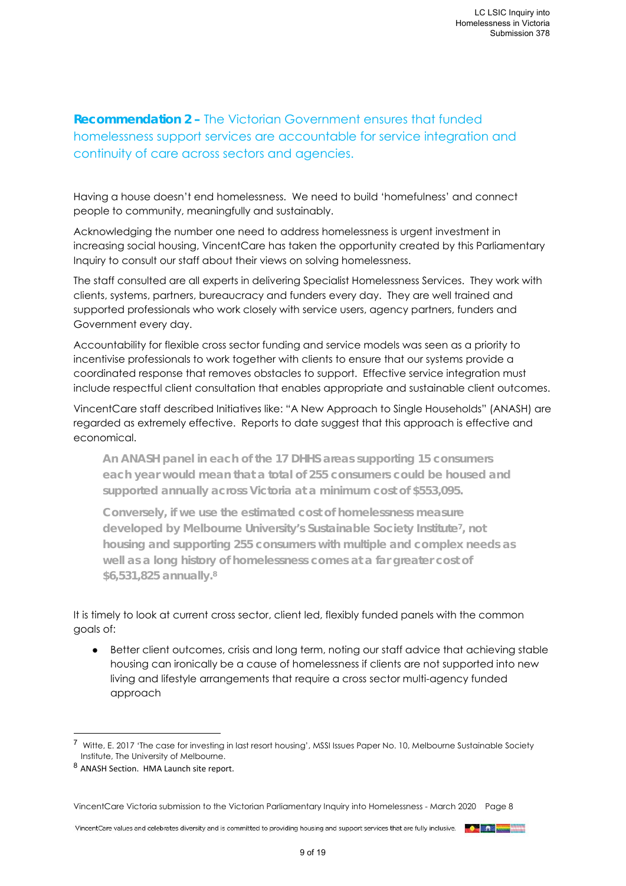**Recommendation 2 –** The Victorian Government ensures that funded homelessness support services are accountable for service integration and continuity of care across sectors and agencies.

Having a house doesn't end homelessness. We need to build 'homefulness' and connect people to community, meaningfully and sustainably.

Acknowledging the number one need to address homelessness is urgent investment in increasing social housing, VincentCare has taken the opportunity created by this Parliamentary Inquiry to consult our staff about their views on solving homelessness.

The staff consulted are all experts in delivering Specialist Homelessness Services. They work with clients, systems, partners, bureaucracy and funders every day. They are well trained and supported professionals who work closely with service users, agency partners, funders and Government every day.

Accountability for flexible cross sector funding and service models was seen as a priority to incentivise professionals to work together with clients to ensure that our systems provide a coordinated response that removes obstacles to support. Effective service integration must include respectful client consultation that enables appropriate and sustainable client outcomes.

VincentCare staff described Initiatives like: "A New Approach to Single Households" (ANASH) are regarded as extremely effective. Reports to date suggest that this approach is effective and economical.

> **An ANASH panel in each of the 17 DHHS areas supporting 15 consumers each year would mean that a total of 255 consumers could be housed and supported annually across Victoria at a minimum cost of $553,095.**
>
> **Conversely, if we use the estimated cost of homelessness measure developed by Melbourne University's Sustainable Society Institute[7], not housing and supporting 255 consumers with multiple and complex needs as well as a long history of homelessness comes at a far greater cost of $6,531,825 annually.[8]**

It is timely to look at current cross sector, client led, flexibly funded panels with the common goals of:

- Better client outcomes, crisis and long term, noting our staff advice that achieving stable housing can ironically be a cause of homelessness if clients are not supported into new living and lifestyle arrangements that require a cross sector multi-agency funded approach

---

[7] Witte, E. 2017 'The case for investing in last resort housing', MSSI Issues Paper No. 10, Melbourne Sustainable Society Institute, The University of Melbourne.

[8] ANASH Section. HMA Launch site report.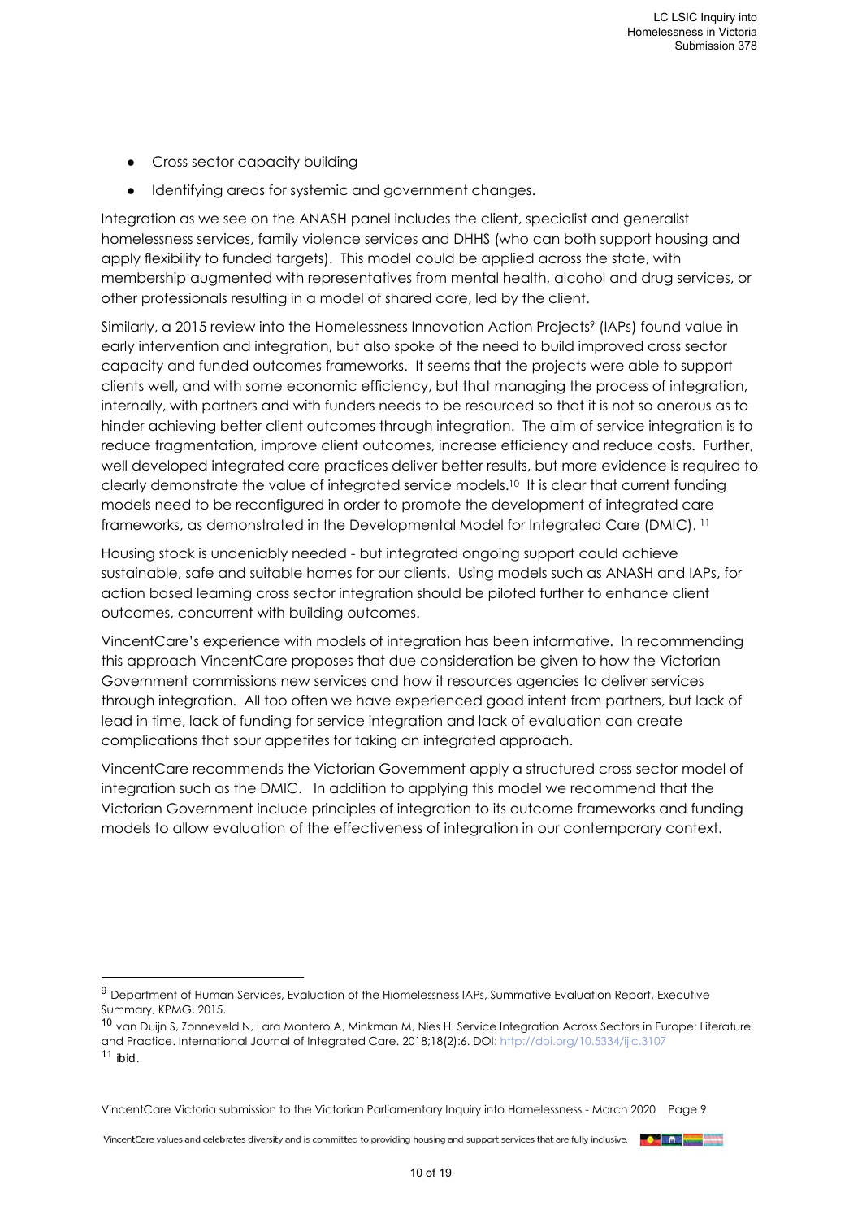- Cross sector capacity building
- Identifying areas for systemic and government changes.

Integration as we see on the ANASH panel includes the client, specialist and generalist homelessness services, family violence services and DHHS (who can both support housing and apply flexibility to funded targets). This model could be applied across the state, with membership augmented with representatives from mental health, alcohol and drug services, or other professionals resulting in a model of shared care, led by the client.

Similarly, a 2015 review into the Homelessness Innovation Action Projects[9] (IAPs) found value in early intervention and integration, but also spoke of the need to build improved cross sector capacity and funded outcomes frameworks. It seems that the projects were able to support clients well, and with some economic efficiency, but that managing the process of integration, internally, with partners and with funders needs to be resourced so that it is not so onerous as to hinder achieving better client outcomes through integration. The aim of service integration is to reduce fragmentation, improve client outcomes, increase efficiency and reduce costs. Further, well developed integrated care practices deliver better results, but more evidence is required to clearly demonstrate the value of integrated service models.[10] It is clear that current funding models need to be reconfigured in order to promote the development of integrated care frameworks, as demonstrated in the Developmental Model for Integrated Care (DMIC).[11]

Housing stock is undeniably needed - but integrated ongoing support could achieve sustainable, safe and suitable homes for our clients. Using models such as ANASH and IAPs, for action based learning cross sector integration should be piloted further to enhance client outcomes, concurrent with building outcomes.

VincentCare's experience with models of integration has been informative. In recommending this approach VincentCare proposes that due consideration be given to how the Victorian Government commissions new services and how it resources agencies to deliver services through integration. All too often we have experienced good intent from partners, but lack of lead in time, lack of funding for service integration and lack of evaluation can create complications that sour appetites for taking an integrated approach.

VincentCare recommends the Victorian Government apply a structured cross sector model of integration such as the DMIC. In addition to applying this model we recommend that the Victorian Government include principles of integration to its outcome frameworks and funding models to allow evaluation of the effectiveness of integration in our contemporary context.

---

[9] Department of Human Services, Evaluation of the Hiomelessness IAPs, Summative Evaluation Report, Executive Summary, KPMG, 2015.

[10] van Duijn S, Zonneveld N, Lara Montero A, Minkman M, Nies H. Service Integration Across Sectors in Europe: Literature and Practice. International Journal of Integrated Care. 2018;18(2):6. DOI: http://doi.org/10.5334/ijic.3107

[11] ibid.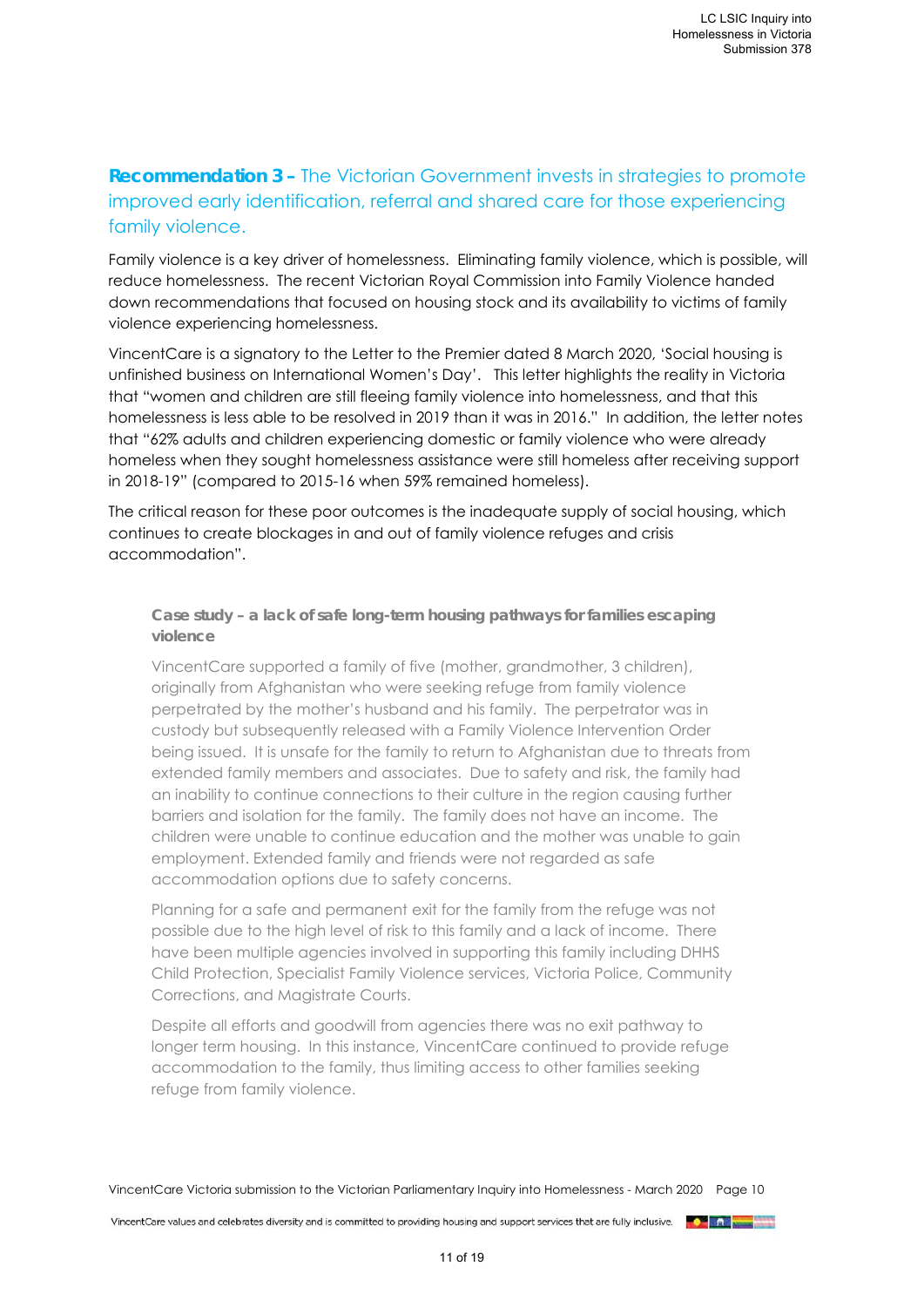## **Recommendation 3 –** The Victorian Government invests in strategies to promote improved early identification, referral and shared care for those experiencing family violence.

Family violence is a key driver of homelessness. Eliminating family violence, which is possible, will reduce homelessness. The recent Victorian Royal Commission into Family Violence handed down recommendations that focused on housing stock and its availability to victims of family violence experiencing homelessness.

VincentCare is a signatory to the Letter to the Premier dated 8 March 2020, 'Social housing is unfinished business on International Women's Day'. This letter highlights the reality in Victoria that "women and children are still fleeing family violence into homelessness, and that this homelessness is less able to be resolved in 2019 than it was in 2016." In addition, the letter notes that "62% adults and children experiencing domestic or family violence who were already homeless when they sought homelessness assistance were still homeless after receiving support in 2018-19" (compared to 2015-16 when 59% remained homeless).

The critical reason for these poor outcomes is the inadequate supply of social housing, which continues to create blockages in and out of family violence refuges and crisis accommodation".

> **Case study – a lack of safe long-term housing pathways for families escaping violence**
>
> VincentCare supported a family of five (mother, grandmother, 3 children), originally from Afghanistan who were seeking refuge from family violence perpetrated by the mother's husband and his family. The perpetrator was in custody but subsequently released with a Family Violence Intervention Order being issued. It is unsafe for the family to return to Afghanistan due to threats from extended family members and associates. Due to safety and risk, the family had an inability to continue connections to their culture in the region causing further barriers and isolation for the family. The family does not have an income. The children were unable to continue education and the mother was unable to gain employment. Extended family and friends were not regarded as safe accommodation options due to safety concerns.
>
> Planning for a safe and permanent exit for the family from the refuge was not possible due to the high level of risk to this family and a lack of income. There have been multiple agencies involved in supporting this family including DHHS Child Protection, Specialist Family Violence services, Victoria Police, Community Corrections, and Magistrate Courts.
>
> Despite all efforts and goodwill from agencies there was no exit pathway to longer term housing. In this instance, VincentCare continued to provide refuge accommodation to the family, thus limiting access to other families seeking refuge from family violence.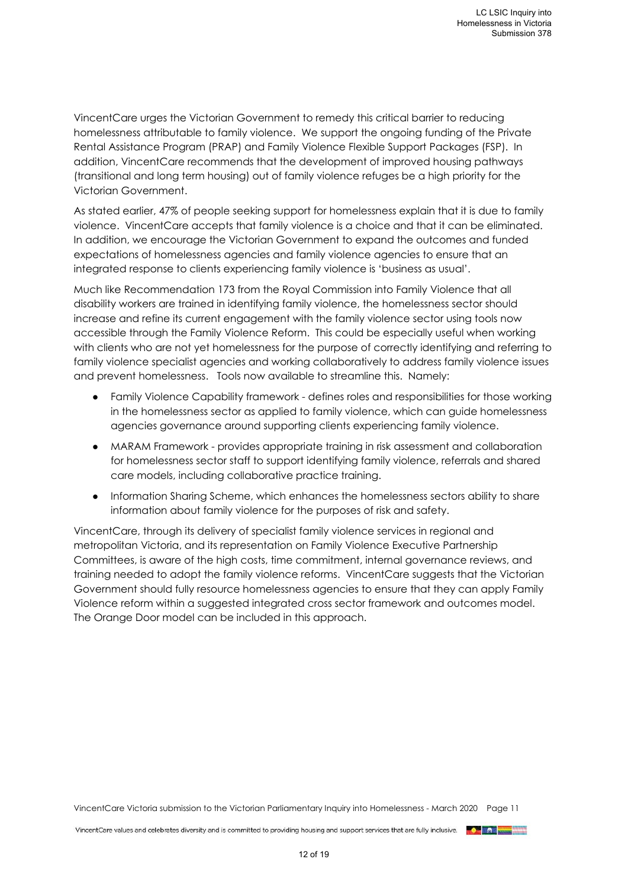VincentCare urges the Victorian Government to remedy this critical barrier to reducing homelessness attributable to family violence. We support the ongoing funding of the Private Rental Assistance Program (PRAP) and Family Violence Flexible Support Packages (FSP). In addition, VincentCare recommends that the development of improved housing pathways (transitional and long term housing) out of family violence refuges be a high priority for the Victorian Government.

As stated earlier, 47% of people seeking support for homelessness explain that it is due to family violence. VincentCare accepts that family violence is a choice and that it can be eliminated. In addition, we encourage the Victorian Government to expand the outcomes and funded expectations of homelessness agencies and family violence agencies to ensure that an integrated response to clients experiencing family violence is 'business as usual'.

Much like Recommendation 173 from the Royal Commission into Family Violence that all disability workers are trained in identifying family violence, the homelessness sector should increase and refine its current engagement with the family violence sector using tools now accessible through the Family Violence Reform. This could be especially useful when working with clients who are not yet homelessness for the purpose of correctly identifying and referring to family violence specialist agencies and working collaboratively to address family violence issues and prevent homelessness. Tools now available to streamline this. Namely:

- Family Violence Capability framework - defines roles and responsibilities for those working in the homelessness sector as applied to family violence, which can guide homelessness agencies governance around supporting clients experiencing family violence.
- MARAM Framework - provides appropriate training in risk assessment and collaboration for homelessness sector staff to support identifying family violence, referrals and shared care models, including collaborative practice training.
- Information Sharing Scheme, which enhances the homelessness sectors ability to share information about family violence for the purposes of risk and safety.

VincentCare, through its delivery of specialist family violence services in regional and metropolitan Victoria, and its representation on Family Violence Executive Partnership Committees, is aware of the high costs, time commitment, internal governance reviews, and training needed to adopt the family violence reforms. VincentCare suggests that the Victorian Government should fully resource homelessness agencies to ensure that they can apply Family Violence reform within a suggested integrated cross sector framework and outcomes model. The Orange Door model can be included in this approach.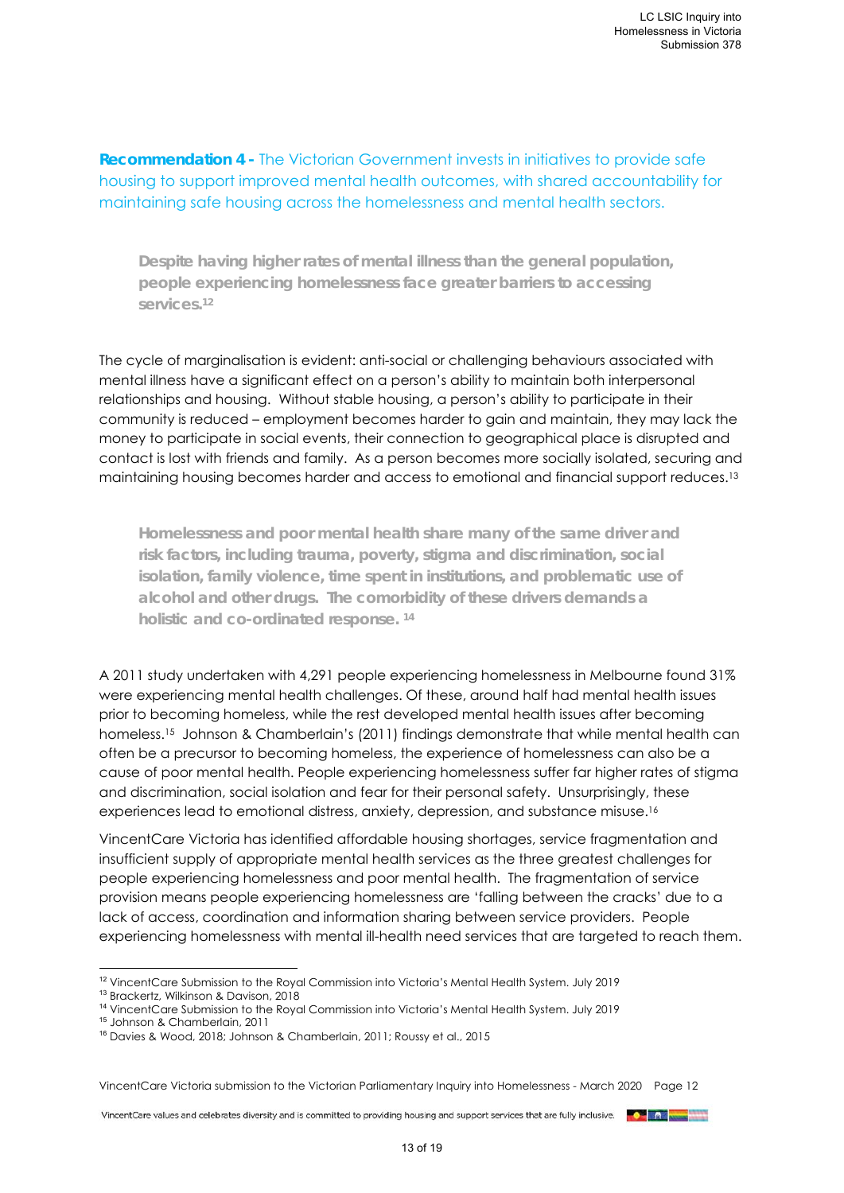**Recommendation 4 -** The Victorian Government invests in initiatives to provide safe housing to support improved mental health outcomes, with shared accountability for maintaining safe housing across the homelessness and mental health sectors.

> **Despite having higher rates of mental illness than the general population, people experiencing homelessness face greater barriers to accessing services.[12]**

The cycle of marginalisation is evident: anti-social or challenging behaviours associated with mental illness have a significant effect on a person's ability to maintain both interpersonal relationships and housing. Without stable housing, a person's ability to participate in their community is reduced – employment becomes harder to gain and maintain, they may lack the money to participate in social events, their connection to geographical place is disrupted and contact is lost with friends and family. As a person becomes more socially isolated, securing and maintaining housing becomes harder and access to emotional and financial support reduces.[13]

> **Homelessness and poor mental health share many of the same driver and risk factors, including trauma, poverty, stigma and discrimination, social isolation, family violence, time spent in institutions, and problematic use of alcohol and other drugs. The comorbidity of these drivers demands a holistic and co-ordinated response.[14]**

A 2011 study undertaken with 4,291 people experiencing homelessness in Melbourne found 31% were experiencing mental health challenges. Of these, around half had mental health issues prior to becoming homeless, while the rest developed mental health issues after becoming homeless.[15] Johnson & Chamberlain's (2011) findings demonstrate that while mental health can often be a precursor to becoming homeless, the experience of homelessness can also be a cause of poor mental health. People experiencing homelessness suffer far higher rates of stigma and discrimination, social isolation and fear for their personal safety. Unsurprisingly, these experiences lead to emotional distress, anxiety, depression, and substance misuse.[16]

VincentCare Victoria has identified affordable housing shortages, service fragmentation and insufficient supply of appropriate mental health services as the three greatest challenges for people experiencing homelessness and poor mental health. The fragmentation of service provision means people experiencing homelessness are 'falling between the cracks' due to a lack of access, coordination and information sharing between service providers. People experiencing homelessness with mental ill-health need services that are targeted to reach them.

---

[12] VincentCare Submission to the Royal Commission into Victoria's Mental Health System. July 2019

[13] Brackertz, Wilkinson & Davison, 2018

[14] VincentCare Submission to the Royal Commission into Victoria's Mental Health System. July 2019

[15] Johnson & Chamberlain, 2011

[16] Davies & Wood, 2018; Johnson & Chamberlain, 2011; Roussy et al., 2015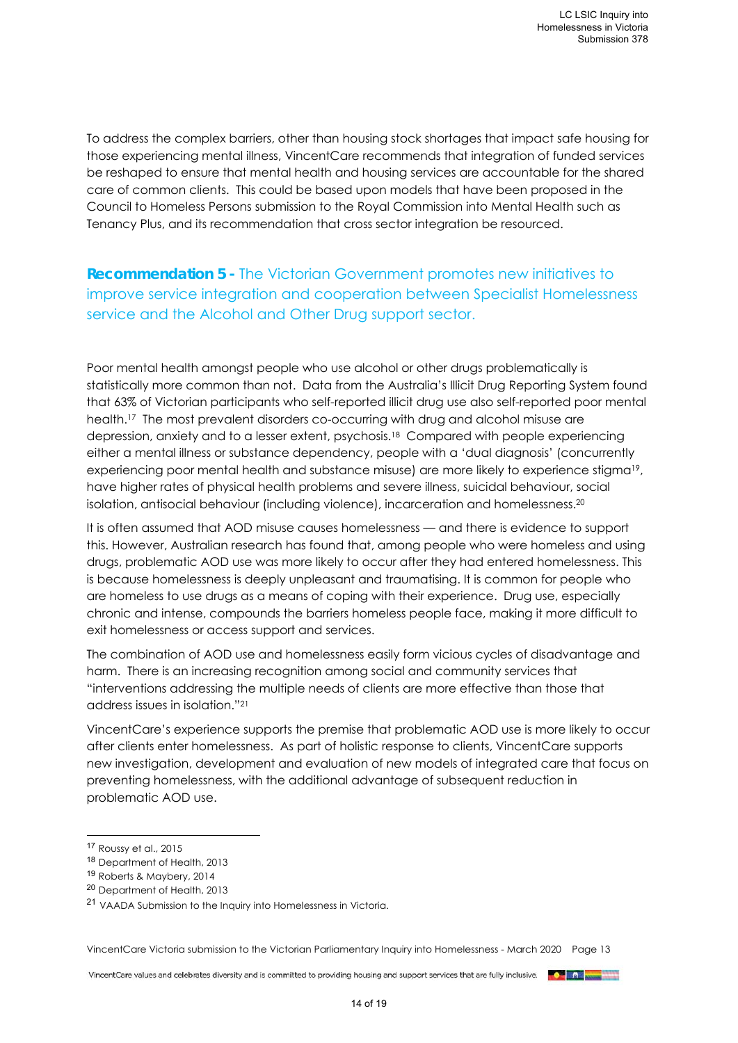To address the complex barriers, other than housing stock shortages that impact safe housing for those experiencing mental illness, VincentCare recommends that integration of funded services be reshaped to ensure that mental health and housing services are accountable for the shared care of common clients. This could be based upon models that have been proposed in the Council to Homeless Persons submission to the Royal Commission into Mental Health such as Tenancy Plus, and its recommendation that cross sector integration be resourced.

### **Recommendation 5 -** The Victorian Government promotes new initiatives to improve service integration and cooperation between Specialist Homelessness service and the Alcohol and Other Drug support sector.

Poor mental health amongst people who use alcohol or other drugs problematically is statistically more common than not. Data from the Australia's Illicit Drug Reporting System found that 63% of Victorian participants who self-reported illicit drug use also self-reported poor mental health.[17] The most prevalent disorders co-occurring with drug and alcohol misuse are depression, anxiety and to a lesser extent, psychosis.[18] Compared with people experiencing either a mental illness or substance dependency, people with a 'dual diagnosis' (concurrently experiencing poor mental health and substance misuse) are more likely to experience stigma[19], have higher rates of physical health problems and severe illness, suicidal behaviour, social isolation, antisocial behaviour (including violence), incarceration and homelessness.[20]

It is often assumed that AOD misuse causes homelessness — and there is evidence to support this. However, Australian research has found that, among people who were homeless and using drugs, problematic AOD use was more likely to occur after they had entered homelessness. This is because homelessness is deeply unpleasant and traumatising. It is common for people who are homeless to use drugs as a means of coping with their experience. Drug use, especially chronic and intense, compounds the barriers homeless people face, making it more difficult to exit homelessness or access support and services.

The combination of AOD use and homelessness easily form vicious cycles of disadvantage and harm. There is an increasing recognition among social and community services that "interventions addressing the multiple needs of clients are more effective than those that address issues in isolation."[21]

VincentCare's experience supports the premise that problematic AOD use is more likely to occur after clients enter homelessness. As part of holistic response to clients, VincentCare supports new investigation, development and evaluation of new models of integrated care that focus on preventing homelessness, with the additional advantage of subsequent reduction in problematic AOD use.

---

[17] Roussy et al., 2015

[18] Department of Health, 2013

[19] Roberts & Maybery, 2014

[20] Department of Health, 2013

[21] VAADA Submission to the Inquiry into Homelessness in Victoria.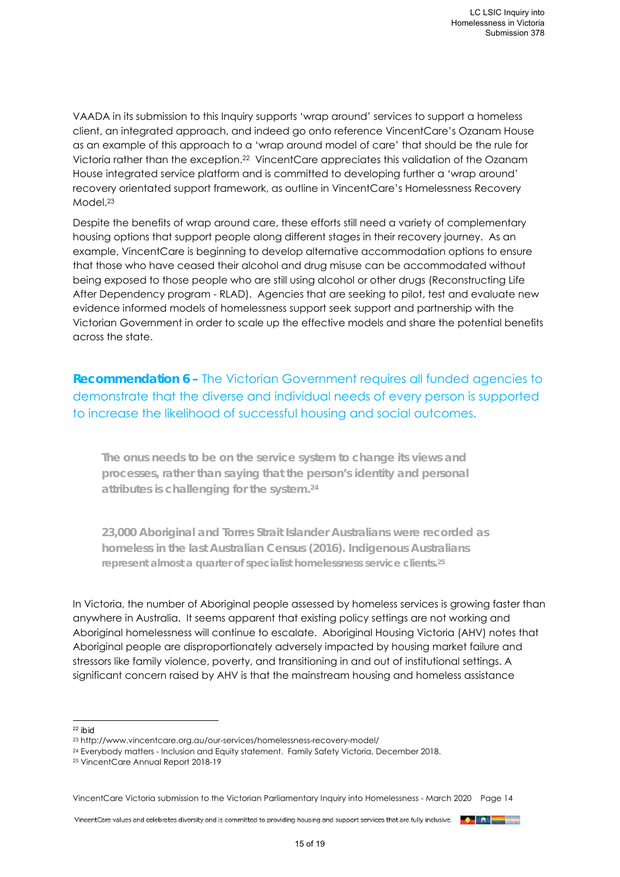VAADA in its submission to this Inquiry supports 'wrap around' services to support a homeless client, an integrated approach, and indeed go onto reference VincentCare's Ozanam House as an example of this approach to a 'wrap around model of care' that should be the rule for Victoria rather than the exception.[22] VincentCare appreciates this validation of the Ozanam House integrated service platform and is committed to developing further a 'wrap around' recovery orientated support framework, as outline in VincentCare's Homelessness Recovery Model.[23]

Despite the benefits of wrap around care, these efforts still need a variety of complementary housing options that support people along different stages in their recovery journey. As an example, VincentCare is beginning to develop alternative accommodation options to ensure that those who have ceased their alcohol and drug misuse can be accommodated without being exposed to those people who are still using alcohol or other drugs (Reconstructing Life After Dependency program - RLAD). Agencies that are seeking to pilot, test and evaluate new evidence informed models of homelessness support seek support and partnership with the Victorian Government in order to scale up the effective models and share the potential benefits across the state.

**Recommendation 6 –** The Victorian Government requires all funded agencies to demonstrate that the diverse and individual needs of every person is supported to increase the likelihood of successful housing and social outcomes.

> **The onus needs to be on the service system to change its views and processes, rather than saying that the person's identity and personal attributes is challenging for the system.[24]**

> **23,000 Aboriginal and Torres Strait Islander Australians were recorded as homeless in the last Australian Census (2016). Indigenous Australians represent almost a quarter of specialist homelessness service clients.[25]**

In Victoria, the number of Aboriginal people assessed by homeless services is growing faster than anywhere in Australia. It seems apparent that existing policy settings are not working and Aboriginal homelessness will continue to escalate. Aboriginal Housing Victoria (AHV) notes that Aboriginal people are disproportionately adversely impacted by housing market failure and stressors like family violence, poverty, and transitioning in and out of institutional settings. A significant concern raised by AHV is that the mainstream housing and homeless assistance

---

[22] ibid

[23] http://www.vincentcare.org.au/our-services/homelessness-recovery-model/

[24] Everybody matters - Inclusion and Equity statement. Family Safety Victoria, December 2018.

[25] VincentCare Annual Report 2018-19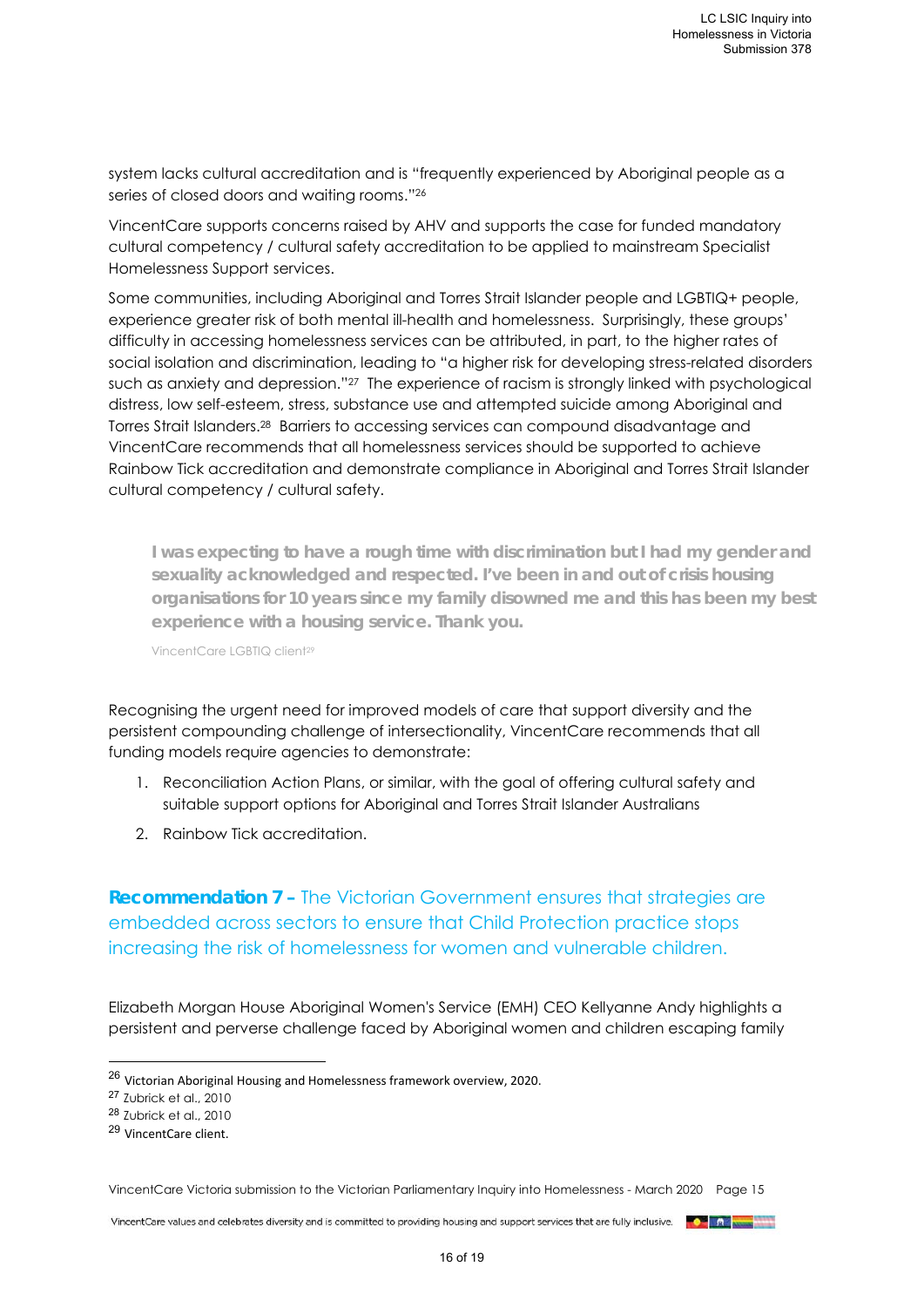system lacks cultural accreditation and is "frequently experienced by Aboriginal people as a series of closed doors and waiting rooms."[26]

VincentCare supports concerns raised by AHV and supports the case for funded mandatory cultural competency / cultural safety accreditation to be applied to mainstream Specialist Homelessness Support services.

Some communities, including Aboriginal and Torres Strait Islander people and LGBTIQ+ people, experience greater risk of both mental ill-health and homelessness. Surprisingly, these groups' difficulty in accessing homelessness services can be attributed, in part, to the higher rates of social isolation and discrimination, leading to "a higher risk for developing stress-related disorders such as anxiety and depression."[27] The experience of racism is strongly linked with psychological distress, low self-esteem, stress, substance use and attempted suicide among Aboriginal and Torres Strait Islanders.[28] Barriers to accessing services can compound disadvantage and VincentCare recommends that all homelessness services should be supported to achieve Rainbow Tick accreditation and demonstrate compliance in Aboriginal and Torres Strait Islander cultural competency / cultural safety.

> **I was expecting to have a rough time with discrimination but I had my gender and sexuality acknowledged and respected. I've been in and out of crisis housing organisations for 10 years since my family disowned me and this has been my best experience with a housing service. Thank you.**
>
> VincentCare LGBTIQ client[29]

Recognising the urgent need for improved models of care that support diversity and the persistent compounding challenge of intersectionality, VincentCare recommends that all funding models require agencies to demonstrate:

1. Reconciliation Action Plans, or similar, with the goal of offering cultural safety and suitable support options for Aboriginal and Torres Strait Islander Australians
2. Rainbow Tick accreditation.

## **Recommendation 7 –** The Victorian Government ensures that strategies are embedded across sectors to ensure that Child Protection practice stops increasing the risk of homelessness for women and vulnerable children.

Elizabeth Morgan House Aboriginal Women's Service (EMH) CEO Kellyanne Andy highlights a persistent and perverse challenge faced by Aboriginal women and children escaping family

---

[26] Victorian Aboriginal Housing and Homelessness framework overview, 2020.

[27] Zubrick et al., 2010

[28] Zubrick et al., 2010

[29] VincentCare client.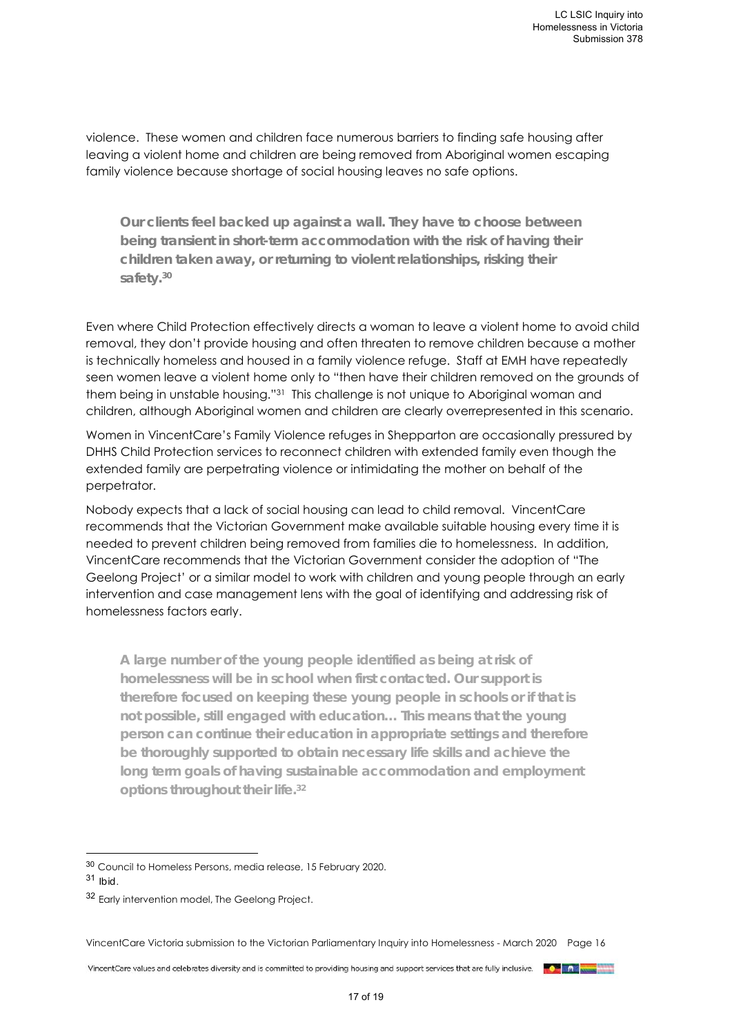violence. These women and children face numerous barriers to finding safe housing after leaving a violent home and children are being removed from Aboriginal women escaping family violence because shortage of social housing leaves no safe options.

> **Our clients feel backed up against a wall. They have to choose between being transient in short-term accommodation with the risk of having their children taken away, or returning to violent relationships, risking their safety.[30]**

Even where Child Protection effectively directs a woman to leave a violent home to avoid child removal, they don't provide housing and often threaten to remove children because a mother is technically homeless and housed in a family violence refuge. Staff at EMH have repeatedly seen women leave a violent home only to "then have their children removed on the grounds of them being in unstable housing."[31] This challenge is not unique to Aboriginal woman and children, although Aboriginal women and children are clearly overrepresented in this scenario.

Women in VincentCare's Family Violence refuges in Shepparton are occasionally pressured by DHHS Child Protection services to reconnect children with extended family even though the extended family are perpetrating violence or intimidating the mother on behalf of the perpetrator.

Nobody expects that a lack of social housing can lead to child removal. VincentCare recommends that the Victorian Government make available suitable housing every time it is needed to prevent children being removed from families die to homelessness. In addition, VincentCare recommends that the Victorian Government consider the adoption of "The Geelong Project' or a similar model to work with children and young people through an early intervention and case management lens with the goal of identifying and addressing risk of homelessness factors early.

> **A large number of the young people identified as being at risk of homelessness will be in school when first contacted. Our support is therefore focused on keeping these young people in schools or if that is not possible, still engaged with education… This means that the young person can continue their education in appropriate settings and therefore be thoroughly supported to obtain necessary life skills and achieve the long term goals of having sustainable accommodation and employment options throughout their life.[32]**

---

[30] Council to Homeless Persons, media release, 15 February 2020.

[31] Ibid.

[32] Early intervention model, The Geelong Project.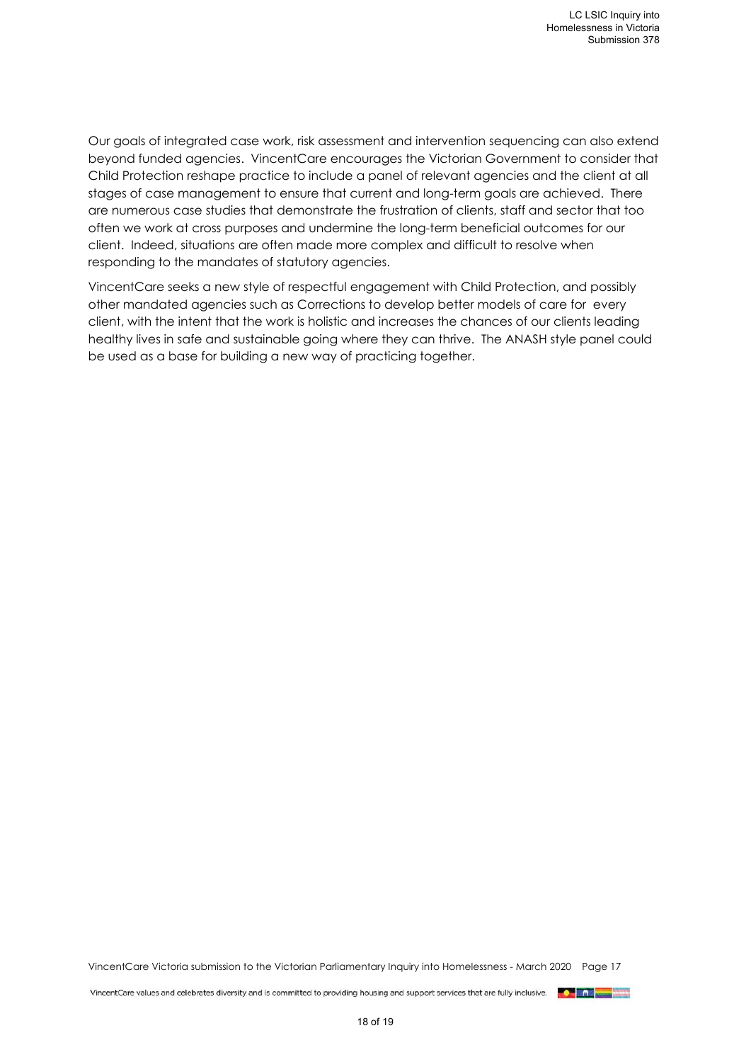Our goals of integrated case work, risk assessment and intervention sequencing can also extend beyond funded agencies. VincentCare encourages the Victorian Government to consider that Child Protection reshape practice to include a panel of relevant agencies and the client at all stages of case management to ensure that current and long-term goals are achieved. There are numerous case studies that demonstrate the frustration of clients, staff and sector that too often we work at cross purposes and undermine the long-term beneficial outcomes for our client. Indeed, situations are often made more complex and difficult to resolve when responding to the mandates of statutory agencies.

VincentCare seeks a new style of respectful engagement with Child Protection, and possibly other mandated agencies such as Corrections to develop better models of care for every client, with the intent that the work is holistic and increases the chances of our clients leading healthy lives in safe and sustainable going where they can thrive. The ANASH style panel could be used as a base for building a new way of practicing together.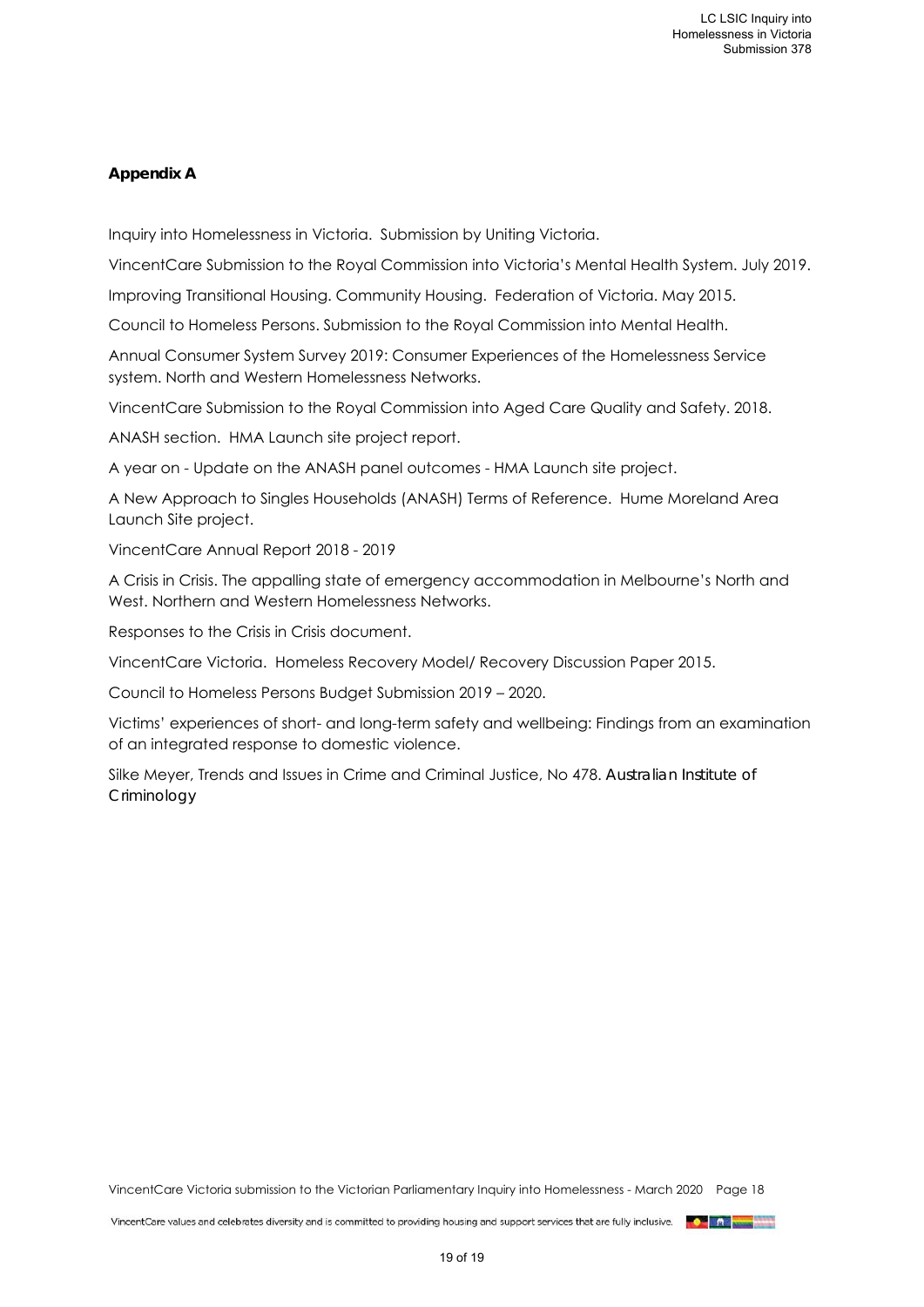**Appendix A**

Inquiry into Homelessness in Victoria. Submission by Uniting Victoria.

VincentCare Submission to the Royal Commission into Victoria's Mental Health System. July 2019.

Improving Transitional Housing. Community Housing. Federation of Victoria. May 2015.

Council to Homeless Persons. Submission to the Royal Commission into Mental Health.

Annual Consumer System Survey 2019: Consumer Experiences of the Homelessness Service system. North and Western Homelessness Networks.

VincentCare Submission to the Royal Commission into Aged Care Quality and Safety. 2018.

ANASH section. HMA Launch site project report.

A year on - Update on the ANASH panel outcomes - HMA Launch site project.

A New Approach to Singles Households (ANASH) Terms of Reference. Hume Moreland Area Launch Site project.

VincentCare Annual Report 2018 - 2019

A Crisis in Crisis. The appalling state of emergency accommodation in Melbourne's North and West. Northern and Western Homelessness Networks.

Responses to the Crisis in Crisis document.

VincentCare Victoria. Homeless Recovery Model/ Recovery Discussion Paper 2015.

Council to Homeless Persons Budget Submission 2019 – 2020.

Victims' experiences of short- and long-term safety and wellbeing: Findings from an examination of an integrated response to domestic violence.

Silke Meyer, Trends and Issues in Crime and Criminal Justice, No 478. Australian Institute of Criminology